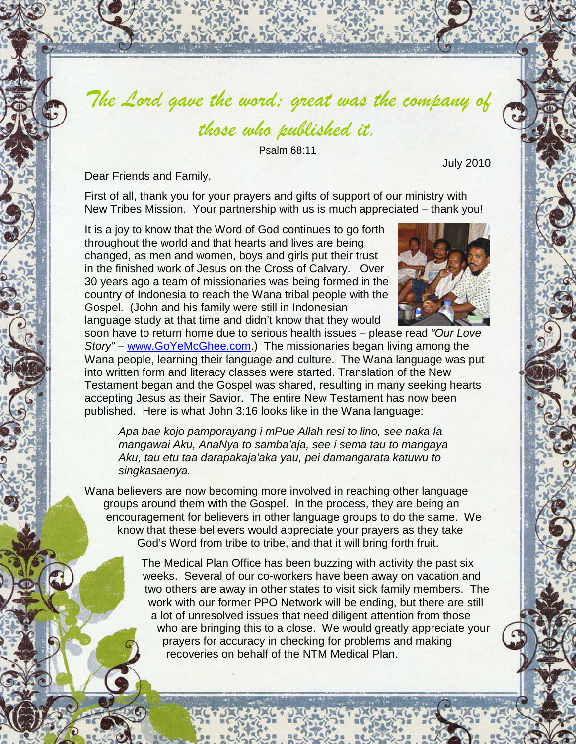*The Lord gave the word: great was the company of those who published it.*

Psalm 68:11

July 2010

Dear Friends and Family,

First of all, thank you for your prayers and gifts of support of our ministry with New Tribes Mission. Your partnership with us is much appreciated – thank you!

It is a joy to know that the Word of God continues to go forth throughout the world and that hearts and lives are being changed, as men and women, boys and girls put their trust in the finished work of Jesus on the Cross of Calvary. Over 30 years ago a team of missionaries was being formed in the country of Indonesia to reach the Wana tribal people with the Gospel. (John and his family were still in Indonesian language study at that time and didn't know that they would soon have to return home due to serious health issues – please read *"Our Love Story"* – www.GoYeMcGhee.com.) The missionaries began living among the Wana people, learning their language and culture. The Wana language was put into written form and literacy classes were started. Translation of the New Testament began and the Gospel was shared, resulting in many seeking hearts accepting Jesus as their Savior. The entire New Testament has now been published. Here is what John 3:16 looks like in the Wana language:

> *Apa bae kojo pamporayang i mPue Allah resi to lino, see naka Ia mangawai Aku, AnaNya to samba'aja, see i sema tau to mangaya Aku, tau etu taa darapakaja'aka yau, pei damangarata katuwu to singkasaenya.*

Wana believers are now becoming more involved in reaching other language groups around them with the Gospel. In the process, they are being an encouragement for believers in other language groups to do the same. We know that these believers would appreciate your prayers as they take God's Word from tribe to tribe, and that it will bring forth fruit.

The Medical Plan Office has been buzzing with activity the past six weeks. Several of our co-workers have been away on vacation and two others are away in other states to visit sick family members. The work with our former PPO Network will be ending, but there are still a lot of unresolved issues that need diligent attention from those who are bringing this to a close. We would greatly appreciate your prayers for accuracy in checking for problems and making recoveries on behalf of the NTM Medical Plan.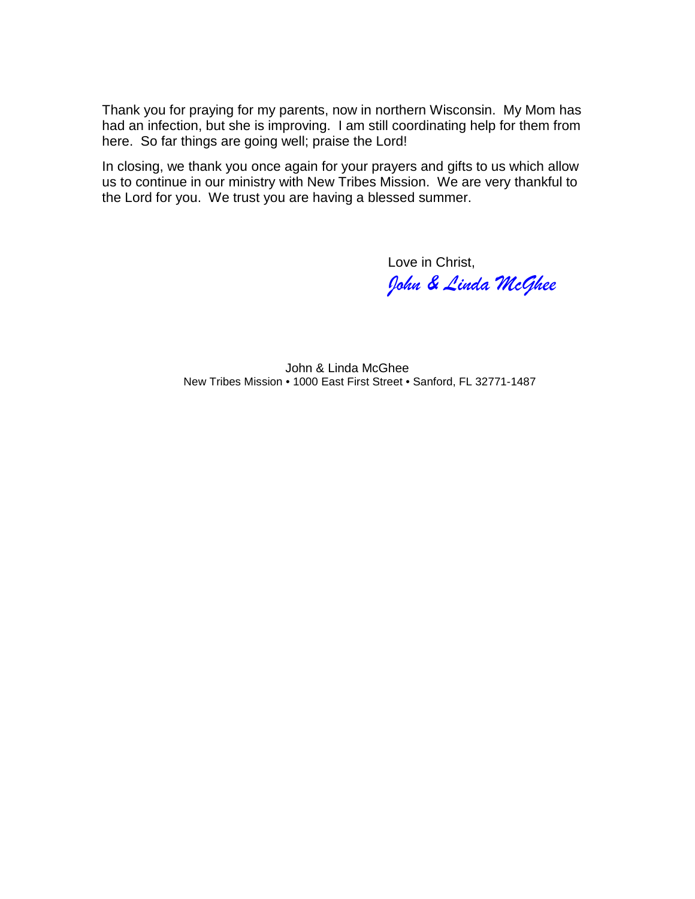Thank you for praying for my parents, now in northern Wisconsin. My Mom has had an infection, but she is improving. I am still coordinating help for them from here. So far things are going well; praise the Lord!

In closing, we thank you once again for your prayers and gifts to us which allow us to continue in our ministry with New Tribes Mission. We are very thankful to the Lord for you. We trust you are having a blessed summer.

Love in Christ,

*John & Linda McGhee*

John & Linda McGhee
New Tribes Mission • 1000 East First Street • Sanford, FL 32771-1487